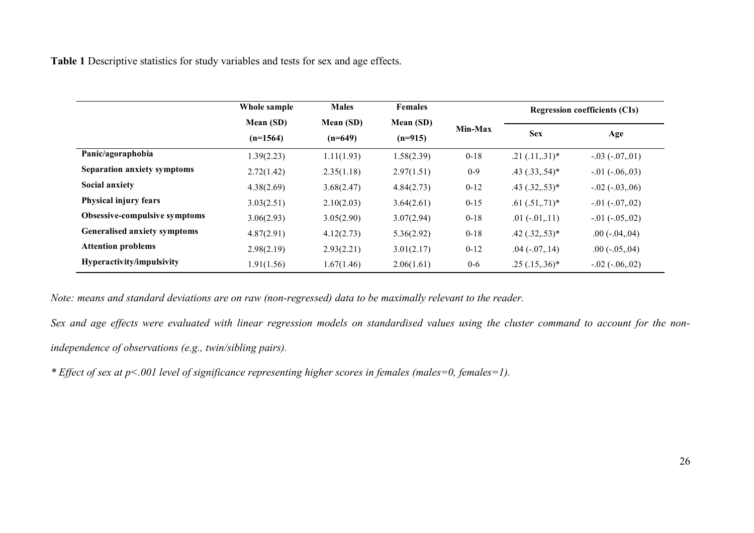**Table 1** Descriptive statistics for study variables and tests for sex and age effects.

| | Whole sample Mean (SD) (n=1564) | Males Mean (SD) (n=649) | Females Mean (SD) (n=915) | Min-Max | Regression coefficients (CIs) | |
|---|---|---|---|---|---|---|
| | | | | | Sex | Age |
| **Panic/agoraphobia** | 1.39(2.23) | 1.11(1.93) | 1.58(2.39) | 0-18 | .21 (.11,.31)* | -.03 (-.07,.01) |
| **Separation anxiety symptoms** | 2.72(1.42) | 2.35(1.18) | 2.97(1.51) | 0-9 | .43 (.33,.54)* | -.01 (-.06,.03) |
| **Social anxiety** | 4.38(2.69) | 3.68(2.47) | 4.84(2.73) | 0-12 | .43 (.32,.53)* | -.02 (-.03,.06) |
| **Physical injury fears** | 3.03(2.51) | 2.10(2.03) | 3.64(2.61) | 0-15 | .61 (.51,.71)* | -.01 (-.07,.02) |
| **Obsessive-compulsive symptoms** | 3.06(2.93) | 3.05(2.90) | 3.07(2.94) | 0-18 | .01 (-.01,.11) | -.01 (-.05,.02) |
| **Generalised anxiety symptoms** | 4.87(2.91) | 4.12(2.73) | 5.36(2.92) | 0-18 | .42 (.32,.53)* | .00 (-.04,.04) |
| **Attention problems** | 2.98(2.19) | 2.93(2.21) | 3.01(2.17) | 0-12 | .04 (-.07,.14) | .00 (-.05,.04) |
| **Hyperactivity/impulsivity** | 1.91(1.56) | 1.67(1.46) | 2.06(1.61) | 0-6 | .25 (.15,.36)* | -.02 (-.06,.02) |

*Note: means and standard deviations are on raw (non-regressed) data to be maximally relevant to the reader.*

*Sex and age effects were evaluated with linear regression models on standardised values using the cluster command to account for the non-independence of observations (e.g., twin/sibling pairs).*

*\* Effect of sex at p<.001 level of significance representing higher scores in females (males=0, females=1).*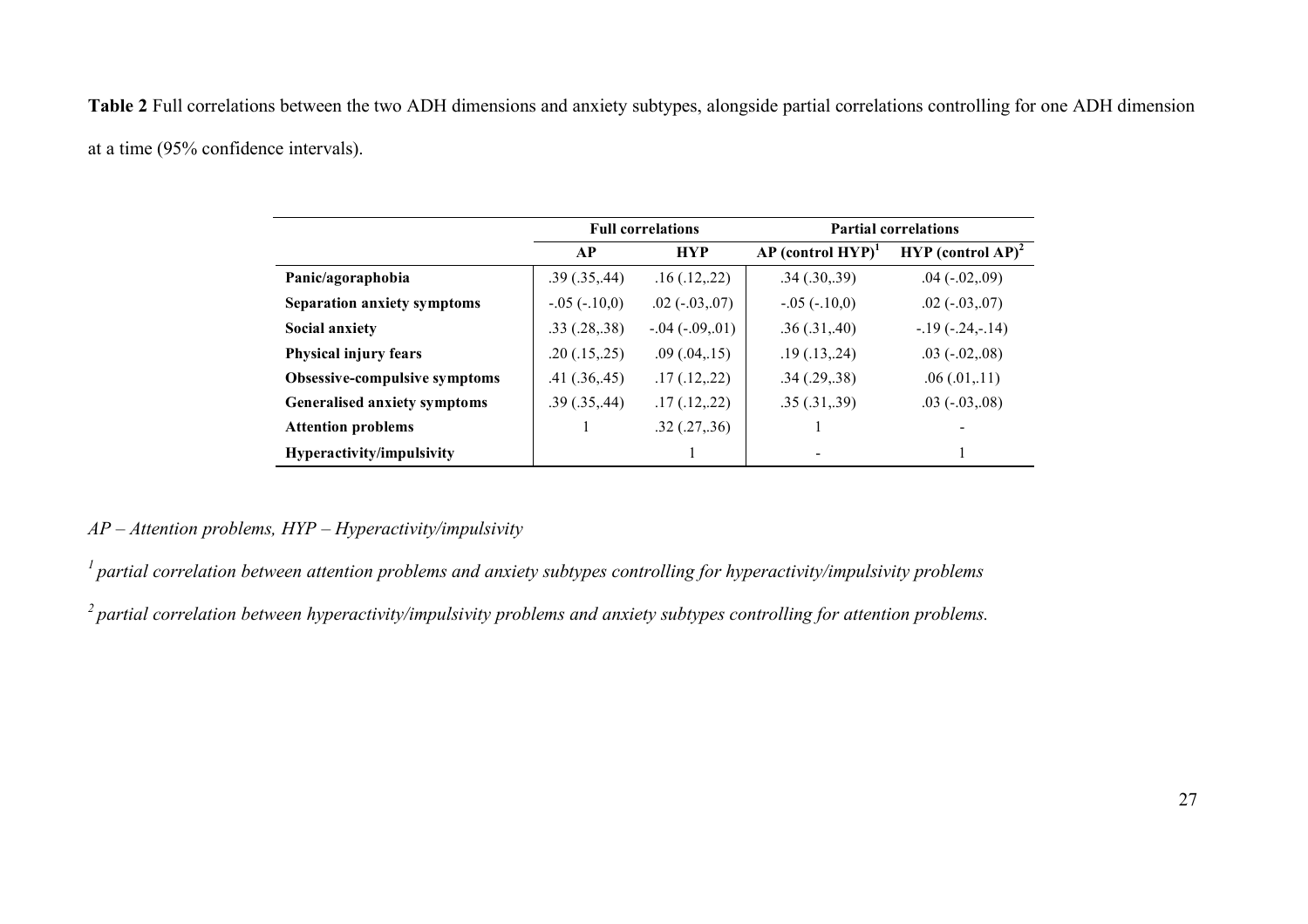**Table 2** Full correlations between the two ADH dimensions and anxiety subtypes, alongside partial correlations controlling for one ADH dimension at a time (95% confidence intervals).

| | **Full correlations** | | **Partial correlations** | |
|---|---|---|---|---|
| | **AP** | **HYP** | **AP (control HYP)[1]** | **HYP (control AP)[2]** |
| **Panic/agoraphobia** | .39 (.35,.44) | .16 (.12,.22) | .34 (.30,.39) | .04 (-.02,.09) |
| **Separation anxiety symptoms** | -.05 (-.10,0) | .02 (-.03,.07) | -.05 (-.10,0) | .02 (-.03,.07) |
| **Social anxiety** | .33 (.28,.38) | -.04 (-.09,.01) | .36 (.31,.40) | -.19 (-.24,-.14) |
| **Physical injury fears** | .20 (.15,.25) | .09 (.04,.15) | .19 (.13,.24) | .03 (-.02,.08) |
| **Obsessive-compulsive symptoms** | .41 (.36,.45) | .17 (.12,.22) | .34 (.29,.38) | .06 (.01,.11) |
| **Generalised anxiety symptoms** | .39 (.35,.44) | .17 (.12,.22) | .35 (.31,.39) | .03 (-.03,.08) |
| **Attention problems** | 1 | .32 (.27,.36) | 1 | - |
| **Hyperactivity/impulsivity** | | 1 | - | 1 |

*AP – Attention problems, HYP – Hyperactivity/impulsivity*

*[1] partial correlation between attention problems and anxiety subtypes controlling for hyperactivity/impulsivity problems*

*[2] partial correlation between hyperactivity/impulsivity problems and anxiety subtypes controlling for attention problems.*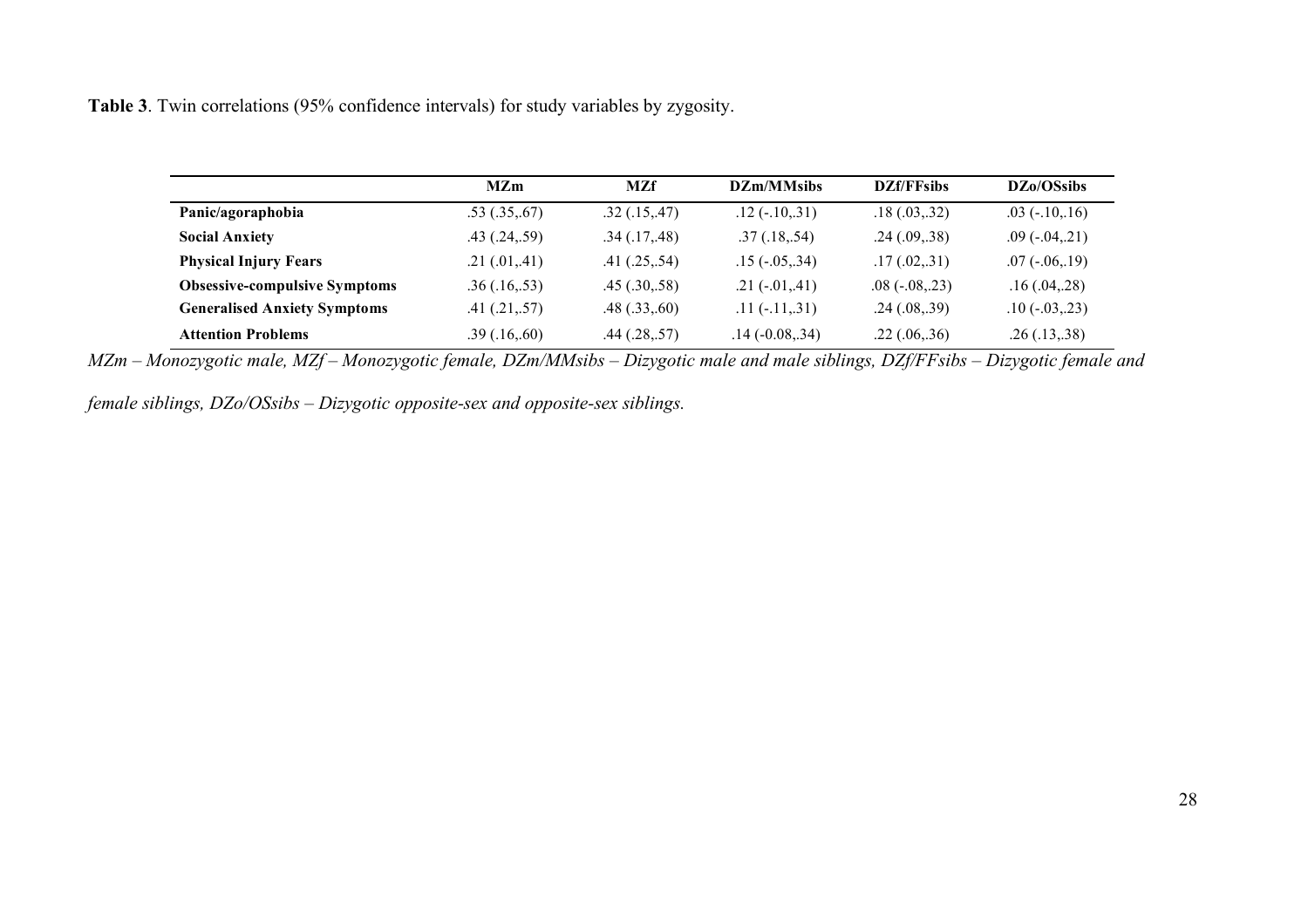**Table 3**. Twin correlations (95% confidence intervals) for study variables by zygosity.

| | MZm | MZf | DZm/MMsibs | DZf/FFsibs | DZo/OSsibs |
|---|---|---|---|---|---|
| **Panic/agoraphobia** | .53 (.35,.67) | .32 (.15,.47) | .12 (-.10,.31) | .18 (.03,.32) | .03 (-.10,.16) |
| **Social Anxiety** | .43 (.24,.59) | .34 (.17,.48) | .37 (.18,.54) | .24 (.09,.38) | .09 (-.04,.21) |
| **Physical Injury Fears** | .21 (.01,.41) | .41 (.25,.54) | .15 (-.05,.34) | .17 (.02,.31) | .07 (-.06,.19) |
| **Obsessive-compulsive Symptoms** | .36 (.16,.53) | .45 (.30,.58) | .21 (-.01,.41) | .08 (-.08,.23) | .16 (.04,.28) |
| **Generalised Anxiety Symptoms** | .41 (.21,.57) | .48 (.33,.60) | .11 (-.11,.31) | .24 (.08,.39) | .10 (-.03,.23) |
| **Attention Problems** | .39 (.16,.60) | .44 (.28,.57) | .14 (-0.08,.34) | .22 (.06,.36) | .26 (.13,.38) |

*MZm – Monozygotic male, MZf – Monozygotic female, DZm/MMsibs – Dizygotic male and male siblings, DZf/FFsibs – Dizygotic female and female siblings, DZo/OSsibs – Dizygotic opposite-sex and opposite-sex siblings.*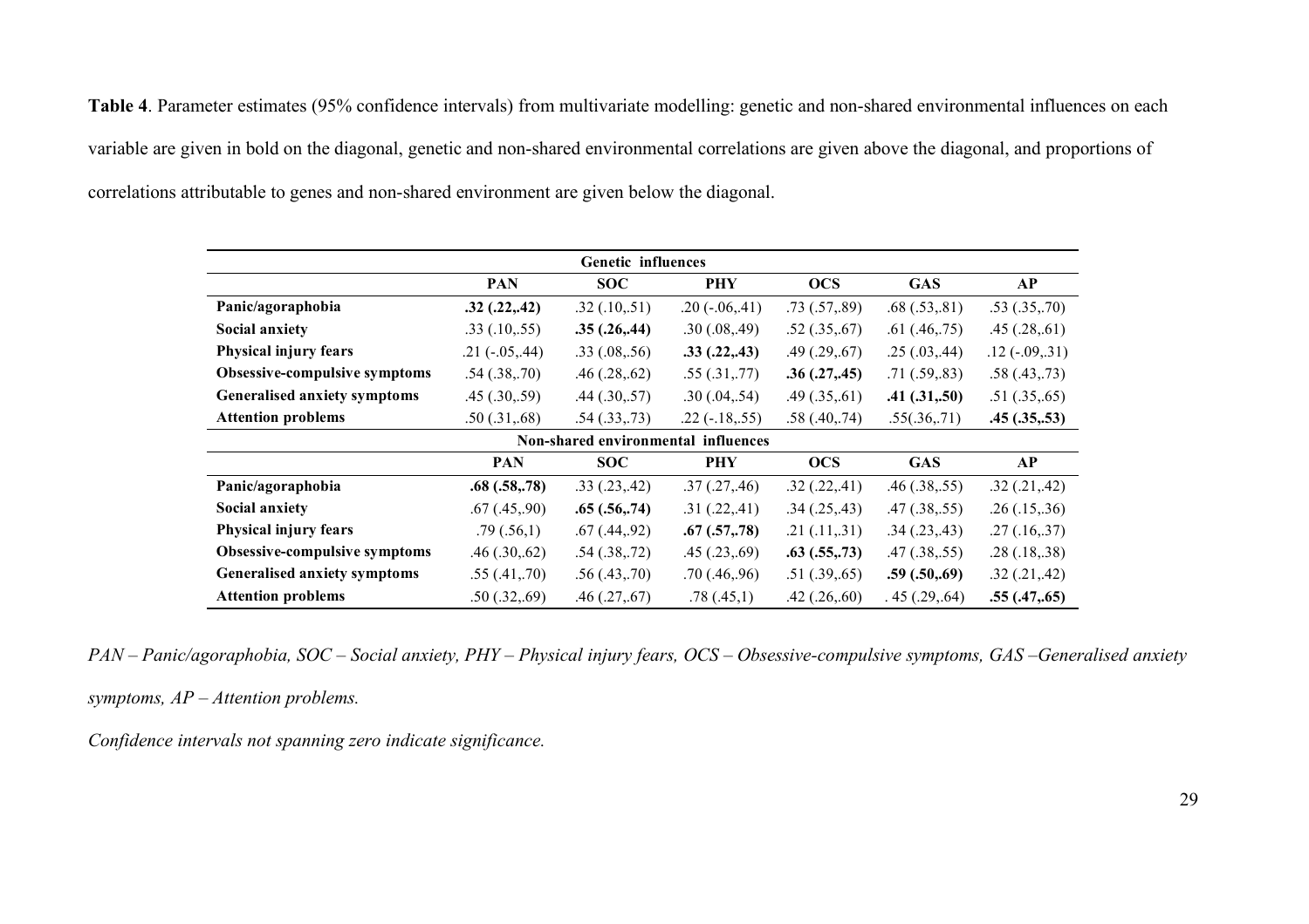**Table 4**. Parameter estimates (95% confidence intervals) from multivariate modelling: genetic and non-shared environmental influences on each variable are given in bold on the diagonal, genetic and non-shared environmental correlations are given above the diagonal, and proportions of correlations attributable to genes and non-shared environment are given below the diagonal.

| Genetic influences | | | | | | |
|---|---|---|---|---|---|---|
| | **PAN** | **SOC** | **PHY** | **OCS** | **GAS** | **AP** |
| **Panic/agoraphobia** | **.32 (.22,.42)** | .32 (.10,.51) | .20 (-.06,.41) | .73 (.57,.89) | .68 (.53,.81) | .53 (.35,.70) |
| **Social anxiety** | .33 (.10,.55) | **.35 (.26,.44)** | .30 (.08,.49) | .52 (.35,.67) | .61 (.46,.75) | .45 (.28,.61) |
| **Physical injury fears** | .21 (-.05,.44) | .33 (.08,.56) | **.33 (.22,.43)** | .49 (.29,.67) | .25 (.03,.44) | .12 (-.09,.31) |
| **Obsessive-compulsive symptoms** | .54 (.38,.70) | .46 (.28,.62) | .55 (.31,.77) | **.36 (.27,.45)** | .71 (.59,.83) | .58 (.43,.73) |
| **Generalised anxiety symptoms** | .45 (.30,.59) | .44 (.30,.57) | .30 (.04,.54) | .49 (.35,.61) | **.41 (.31,.50)** | .51 (.35,.65) |
| **Attention problems** | .50 (.31,.68) | .54 (.33,.73) | .22 (-.18,.55) | .58 (.40,.74) | .55(.36,.71) | **.45 (.35,.53)** |
| **Non-shared environmental influences** | | | | | | |
| | **PAN** | **SOC** | **PHY** | **OCS** | **GAS** | **AP** |
| **Panic/agoraphobia** | **.68 (.58,.78)** | .33 (.23,.42) | .37 (.27,.46) | .32 (.22,.41) | .46 (.38,.55) | .32 (.21,.42) |
| **Social anxiety** | .67 (.45,.90) | **.65 (.56,.74)** | .31 (.22,.41) | .34 (.25,.43) | .47 (.38,.55) | .26 (.15,.36) |
| **Physical injury fears** | .79 (.56,1) | .67 (.44,.92) | **.67 (.57,.78)** | .21 (.11,.31) | .34 (.23,.43) | .27 (.16,.37) |
| **Obsessive-compulsive symptoms** | .46 (.30,.62) | .54 (.38,.72) | .45 (.23,.69) | **.63 (.55,.73)** | .47 (.38,.55) | .28 (.18,.38) |
| **Generalised anxiety symptoms** | .55 (.41,.70) | .56 (.43,.70) | .70 (.46,.96) | .51 (.39,.65) | **.59 (.50,.69)** | .32 (.21,.42) |
| **Attention problems** | .50 (.32,.69) | .46 (.27,.67) | .78 (.45,1) | .42 (.26,.60) | . 45 (.29,.64) | **.55 (.47,.65)** |

*PAN – Panic/agoraphobia, SOC – Social anxiety, PHY – Physical injury fears, OCS – Obsessive-compulsive symptoms, GAS –Generalised anxiety symptoms, AP – Attention problems.*

*Confidence intervals not spanning zero indicate significance.*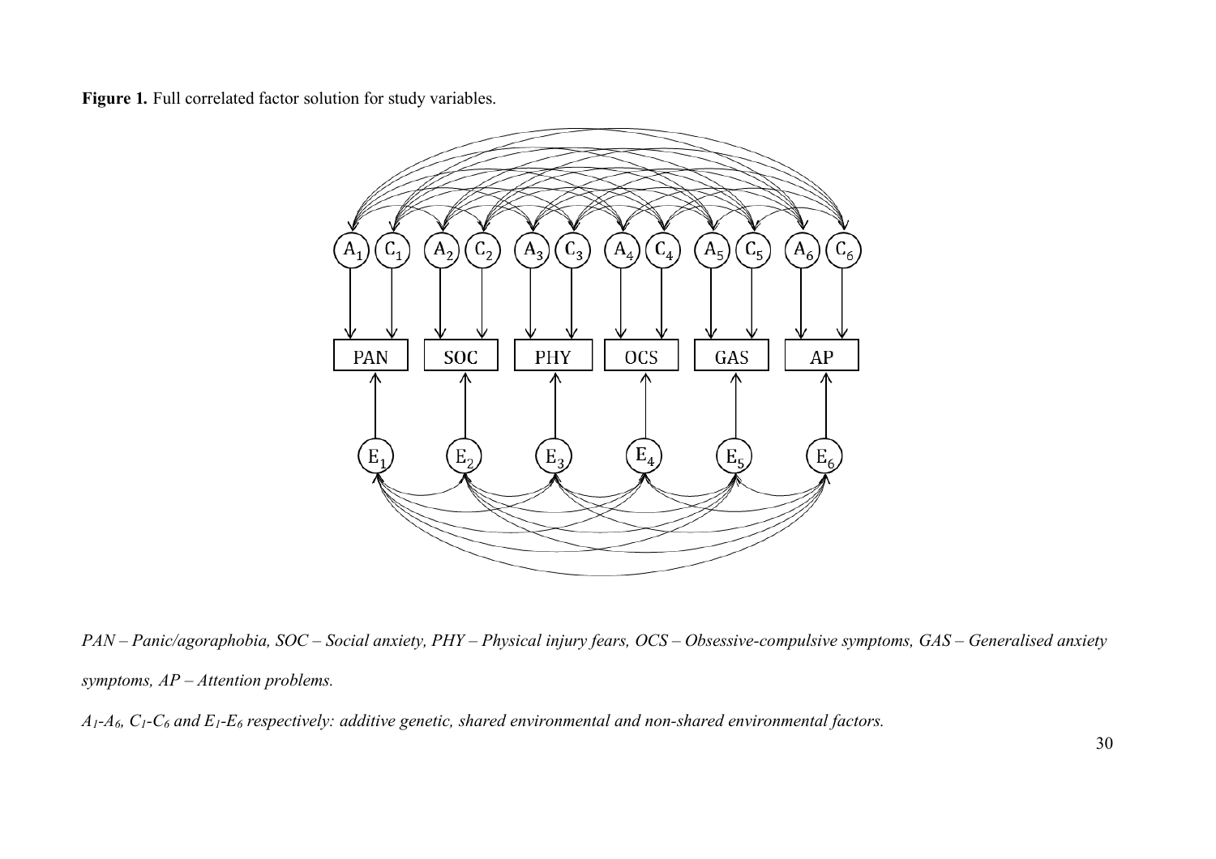**Figure 1.** Full correlated factor solution for study variables.

$A_1$ $C_1$ $A_2$ $C_2$ $A_3$ $C_3$ $A_4$ $C_4$ $A_5$ $C_5$ $A_6$ $C_6$

PAN SOC PHY OCS GAS AP

$E_1$ $E_2$ $E_3$ $E_4$ $E_5$ $E_6$

*PAN – Panic/agoraphobia, SOC – Social anxiety, PHY – Physical injury fears, OCS – Obsessive-compulsive symptoms, GAS – Generalised anxiety symptoms, AP – Attention problems.*

*$A_1$-$A_6$, $C_1$-$C_6$ and $E_1$-$E_6$ respectively: additive genetic, shared environmental and non-shared environmental factors.*